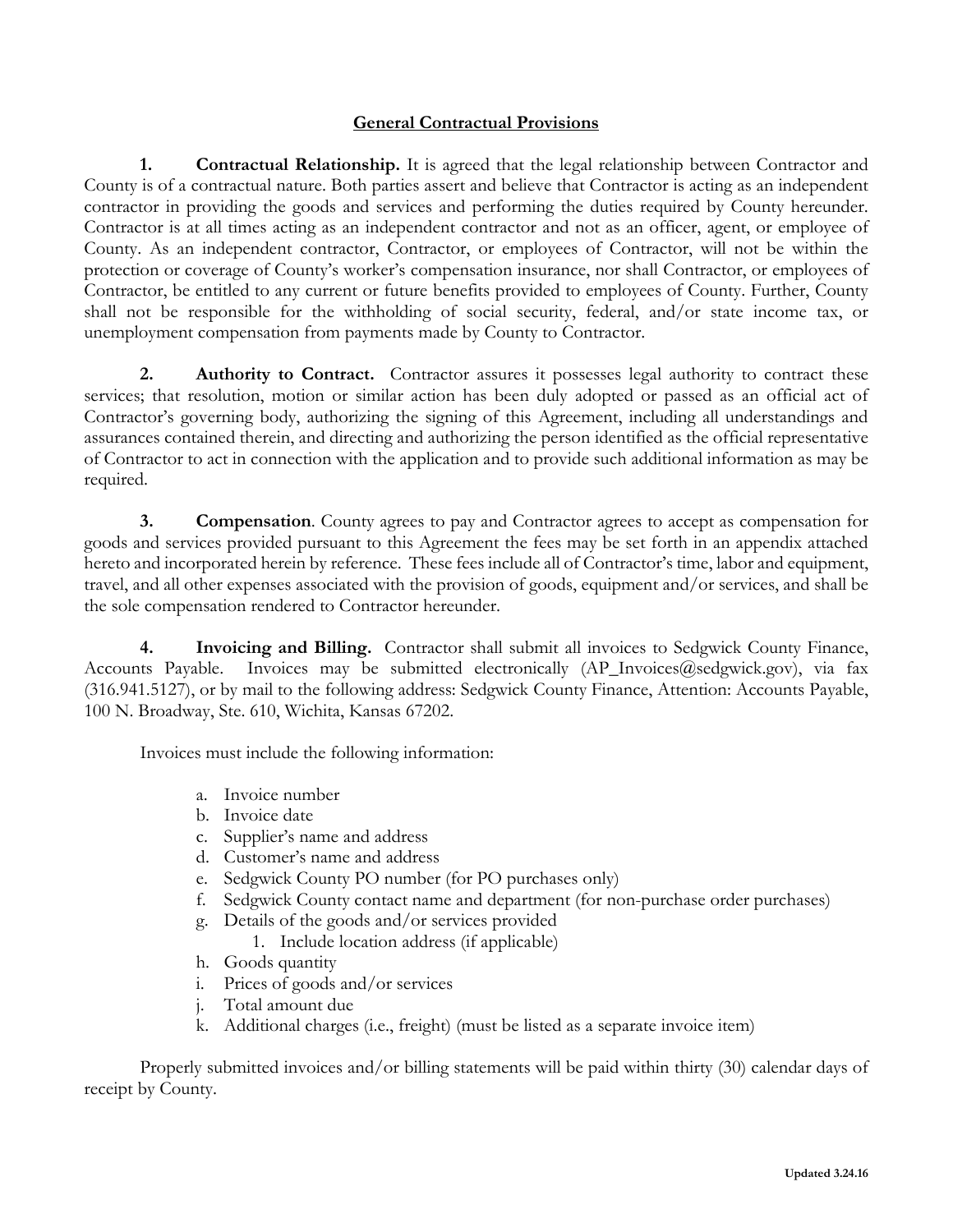# General Contractual Provisions

**1. Contractual Relationship.** It is agreed that the legal relationship between Contractor and County is of a contractual nature. Both parties assert and believe that Contractor is acting as an independent contractor in providing the goods and services and performing the duties required by County hereunder. Contractor is at all times acting as an independent contractor and not as an officer, agent, or employee of County. As an independent contractor, Contractor, or employees of Contractor, will not be within the protection or coverage of County's worker's compensation insurance, nor shall Contractor, or employees of Contractor, be entitled to any current or future benefits provided to employees of County. Further, County shall not be responsible for the withholding of social security, federal, and/or state income tax, or unemployment compensation from payments made by County to Contractor.

**2. Authority to Contract.** Contractor assures it possesses legal authority to contract these services; that resolution, motion or similar action has been duly adopted or passed as an official act of Contractor's governing body, authorizing the signing of this Agreement, including all understandings and assurances contained therein, and directing and authorizing the person identified as the official representative of Contractor to act in connection with the application and to provide such additional information as may be required.

**3. Compensation**. County agrees to pay and Contractor agrees to accept as compensation for goods and services provided pursuant to this Agreement the fees may be set forth in an appendix attached hereto and incorporated herein by reference. These fees include all of Contractor's time, labor and equipment, travel, and all other expenses associated with the provision of goods, equipment and/or services, and shall be the sole compensation rendered to Contractor hereunder.

**4. Invoicing and Billing.** Contractor shall submit all invoices to Sedgwick County Finance, Accounts Payable. Invoices may be submitted electronically (AP_Invoices@sedgwick.gov), via fax (316.941.5127), or by mail to the following address: Sedgwick County Finance, Attention: Accounts Payable, 100 N. Broadway, Ste. 610, Wichita, Kansas 67202.

Invoices must include the following information:

a. Invoice number
b. Invoice date
c. Supplier's name and address
d. Customer's name and address
e. Sedgwick County PO number (for PO purchases only)
f. Sedgwick County contact name and department (for non-purchase order purchases)
g. Details of the goods and/or services provided
    1. Include location address (if applicable)
h. Goods quantity
i. Prices of goods and/or services
j. Total amount due
k. Additional charges (i.e., freight) (must be listed as a separate invoice item)

Properly submitted invoices and/or billing statements will be paid within thirty (30) calendar days of receipt by County.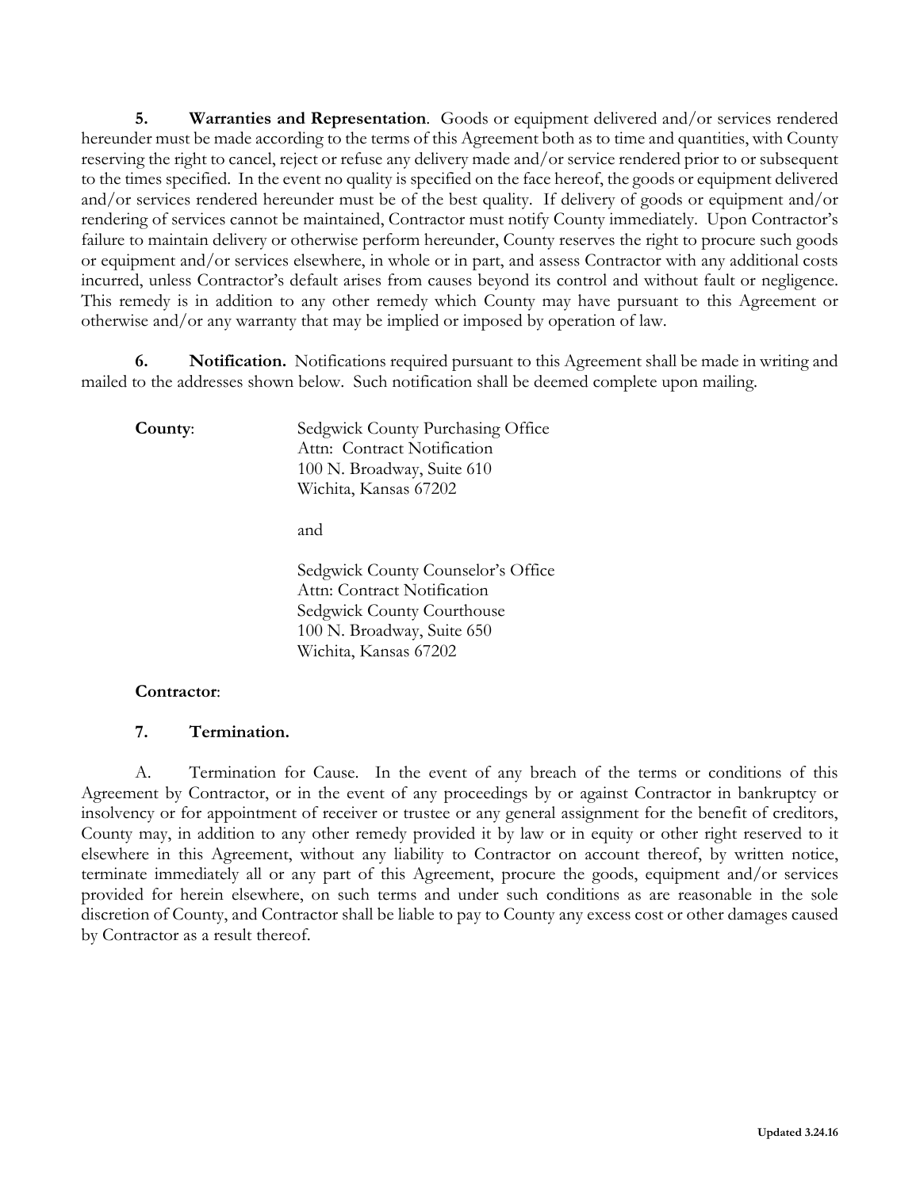**5. Warranties and Representation**. Goods or equipment delivered and/or services rendered hereunder must be made according to the terms of this Agreement both as to time and quantities, with County reserving the right to cancel, reject or refuse any delivery made and/or service rendered prior to or subsequent to the times specified. In the event no quality is specified on the face hereof, the goods or equipment delivered and/or services rendered hereunder must be of the best quality. If delivery of goods or equipment and/or rendering of services cannot be maintained, Contractor must notify County immediately. Upon Contractor's failure to maintain delivery or otherwise perform hereunder, County reserves the right to procure such goods or equipment and/or services elsewhere, in whole or in part, and assess Contractor with any additional costs incurred, unless Contractor's default arises from causes beyond its control and without fault or negligence. This remedy is in addition to any other remedy which County may have pursuant to this Agreement or otherwise and/or any warranty that may be implied or imposed by operation of law.

**6. Notification.** Notifications required pursuant to this Agreement shall be made in writing and mailed to the addresses shown below. Such notification shall be deemed complete upon mailing.

**County**:

Sedgwick County Purchasing Office
Attn: Contract Notification
100 N. Broadway, Suite 610
Wichita, Kansas 67202

and

Sedgwick County Counselor's Office
Attn: Contract Notification
Sedgwick County Courthouse
100 N. Broadway, Suite 650
Wichita, Kansas 67202

**Contractor**:

**7. Termination.**

A. Termination for Cause. In the event of any breach of the terms or conditions of this Agreement by Contractor, or in the event of any proceedings by or against Contractor in bankruptcy or insolvency or for appointment of receiver or trustee or any general assignment for the benefit of creditors, County may, in addition to any other remedy provided it by law or in equity or other right reserved to it elsewhere in this Agreement, without any liability to Contractor on account thereof, by written notice, terminate immediately all or any part of this Agreement, procure the goods, equipment and/or services provided for herein elsewhere, on such terms and under such conditions as are reasonable in the sole discretion of County, and Contractor shall be liable to pay to County any excess cost or other damages caused by Contractor as a result thereof.

Updated 3.24.16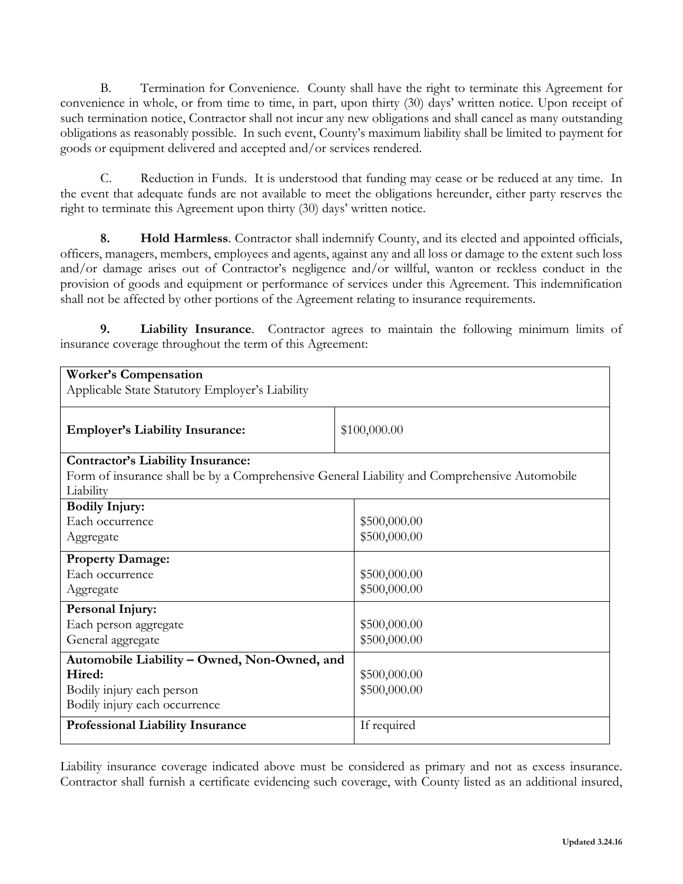B. Termination for Convenience. County shall have the right to terminate this Agreement for convenience in whole, or from time to time, in part, upon thirty (30) days' written notice. Upon receipt of such termination notice, Contractor shall not incur any new obligations and shall cancel as many outstanding obligations as reasonably possible. In such event, County's maximum liability shall be limited to payment for goods or equipment delivered and accepted and/or services rendered.

C. Reduction in Funds. It is understood that funding may cease or be reduced at any time. In the event that adequate funds are not available to meet the obligations hereunder, either party reserves the right to terminate this Agreement upon thirty (30) days' written notice.

**8. Hold Harmless**. Contractor shall indemnify County, and its elected and appointed officials, officers, managers, members, employees and agents, against any and all loss or damage to the extent such loss and/or damage arises out of Contractor's negligence and/or willful, wanton or reckless conduct in the provision of goods and equipment or performance of services under this Agreement. This indemnification shall not be affected by other portions of the Agreement relating to insurance requirements.

**9. Liability Insurance**. Contractor agrees to maintain the following minimum limits of insurance coverage throughout the term of this Agreement:

| | |
|---|---|
| **Worker's Compensation**<br>Applicable State Statutory Employer's Liability | |
| **Employer's Liability Insurance:** | $100,000.00 |
| **Contractor's Liability Insurance:**<br>Form of insurance shall be by a Comprehensive General Liability and Comprehensive Automobile Liability | |
| **Bodily Injury:**<br>Each occurrence<br>Aggregate | <br>$500,000.00<br>$500,000.00 |
| **Property Damage:**<br>Each occurrence<br>Aggregate | <br>$500,000.00<br>$500,000.00 |
| **Personal Injury:**<br>Each person aggregate<br>General aggregate | <br>$500,000.00<br>$500,000.00 |
| **Automobile Liability – Owned, Non-Owned, and Hired:**<br>Bodily injury each person<br>Bodily injury each occurrence | <br>$500,000.00<br>$500,000.00 |
| **Professional Liability Insurance** | If required |

Liability insurance coverage indicated above must be considered as primary and not as excess insurance. Contractor shall furnish a certificate evidencing such coverage, with County listed as an additional insured,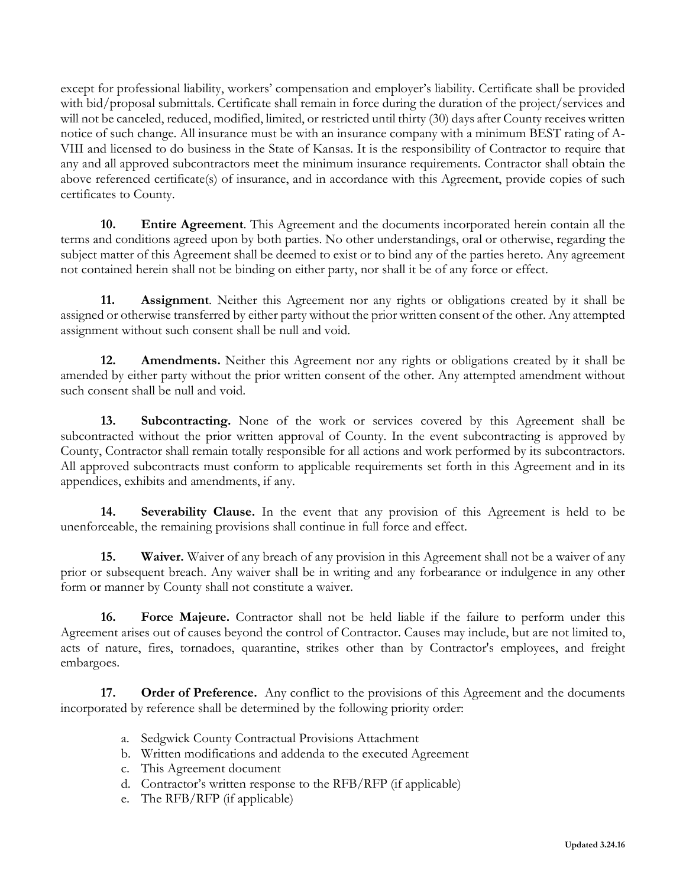except for professional liability, workers' compensation and employer's liability. Certificate shall be provided with bid/proposal submittals. Certificate shall remain in force during the duration of the project/services and will not be canceled, reduced, modified, limited, or restricted until thirty (30) days after County receives written notice of such change. All insurance must be with an insurance company with a minimum BEST rating of A-VIII and licensed to do business in the State of Kansas. It is the responsibility of Contractor to require that any and all approved subcontractors meet the minimum insurance requirements. Contractor shall obtain the above referenced certificate(s) of insurance, and in accordance with this Agreement, provide copies of such certificates to County.

**10. Entire Agreement**. This Agreement and the documents incorporated herein contain all the terms and conditions agreed upon by both parties. No other understandings, oral or otherwise, regarding the subject matter of this Agreement shall be deemed to exist or to bind any of the parties hereto. Any agreement not contained herein shall not be binding on either party, nor shall it be of any force or effect.

**11. Assignment**. Neither this Agreement nor any rights or obligations created by it shall be assigned or otherwise transferred by either party without the prior written consent of the other. Any attempted assignment without such consent shall be null and void.

**12. Amendments.** Neither this Agreement nor any rights or obligations created by it shall be amended by either party without the prior written consent of the other. Any attempted amendment without such consent shall be null and void.

**13. Subcontracting.** None of the work or services covered by this Agreement shall be subcontracted without the prior written approval of County. In the event subcontracting is approved by County, Contractor shall remain totally responsible for all actions and work performed by its subcontractors. All approved subcontracts must conform to applicable requirements set forth in this Agreement and in its appendices, exhibits and amendments, if any.

**14. Severability Clause.** In the event that any provision of this Agreement is held to be unenforceable, the remaining provisions shall continue in full force and effect.

**15. Waiver.** Waiver of any breach of any provision in this Agreement shall not be a waiver of any prior or subsequent breach. Any waiver shall be in writing and any forbearance or indulgence in any other form or manner by County shall not constitute a waiver.

**16. Force Majeure.** Contractor shall not be held liable if the failure to perform under this Agreement arises out of causes beyond the control of Contractor. Causes may include, but are not limited to, acts of nature, fires, tornadoes, quarantine, strikes other than by Contractor's employees, and freight embargoes.

**17. Order of Preference.** Any conflict to the provisions of this Agreement and the documents incorporated by reference shall be determined by the following priority order:

a. Sedgwick County Contractual Provisions Attachment
b. Written modifications and addenda to the executed Agreement
c. This Agreement document
d. Contractor's written response to the RFB/RFP (if applicable)
e. The RFB/RFP (if applicable)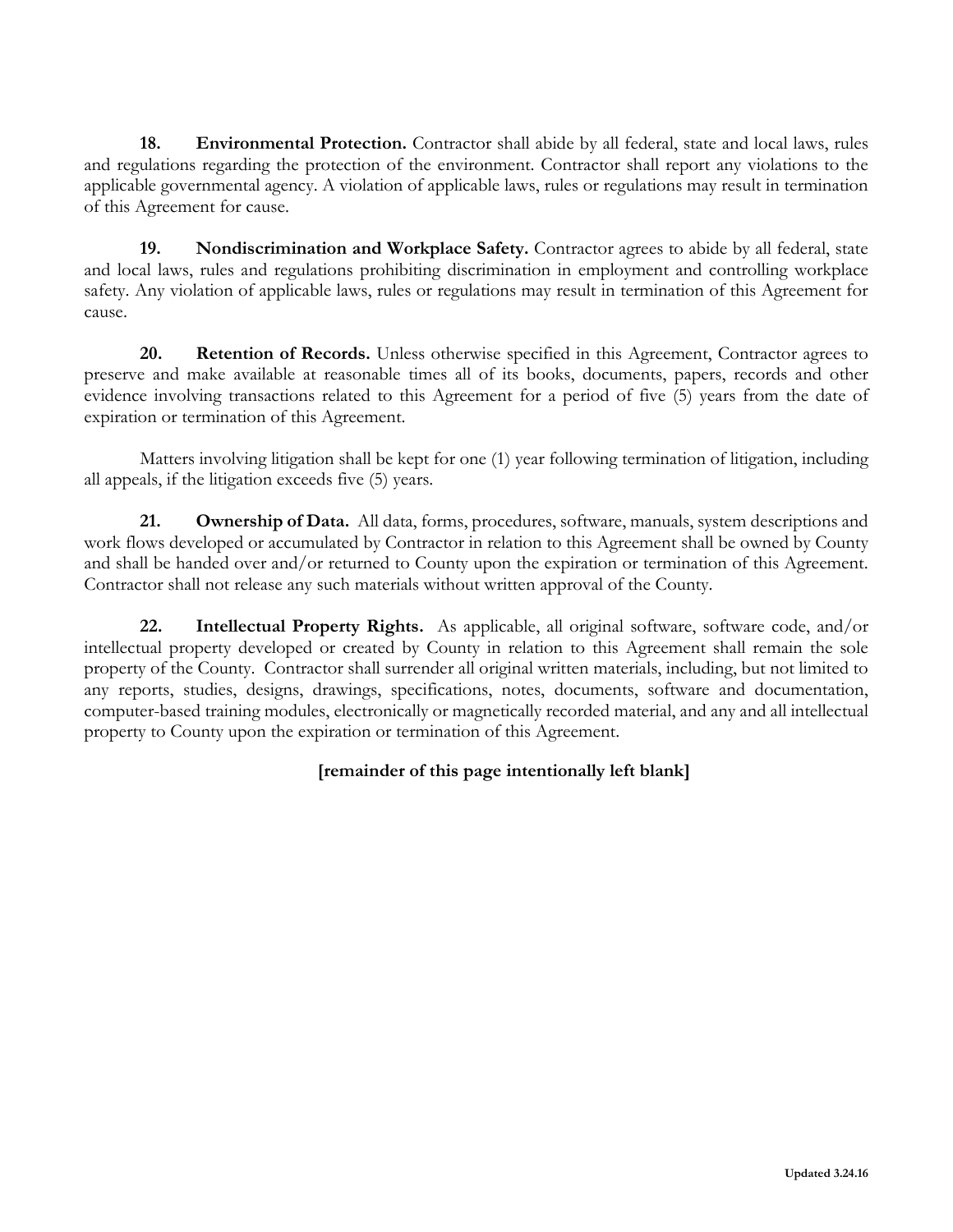**18. Environmental Protection.** Contractor shall abide by all federal, state and local laws, rules and regulations regarding the protection of the environment. Contractor shall report any violations to the applicable governmental agency. A violation of applicable laws, rules or regulations may result in termination of this Agreement for cause.

**19. Nondiscrimination and Workplace Safety.** Contractor agrees to abide by all federal, state and local laws, rules and regulations prohibiting discrimination in employment and controlling workplace safety. Any violation of applicable laws, rules or regulations may result in termination of this Agreement for cause.

**20. Retention of Records.** Unless otherwise specified in this Agreement, Contractor agrees to preserve and make available at reasonable times all of its books, documents, papers, records and other evidence involving transactions related to this Agreement for a period of five (5) years from the date of expiration or termination of this Agreement.

Matters involving litigation shall be kept for one (1) year following termination of litigation, including all appeals, if the litigation exceeds five (5) years.

**21. Ownership of Data.** All data, forms, procedures, software, manuals, system descriptions and work flows developed or accumulated by Contractor in relation to this Agreement shall be owned by County and shall be handed over and/or returned to County upon the expiration or termination of this Agreement. Contractor shall not release any such materials without written approval of the County.

**22. Intellectual Property Rights.** As applicable, all original software, software code, and/or intellectual property developed or created by County in relation to this Agreement shall remain the sole property of the County. Contractor shall surrender all original written materials, including, but not limited to any reports, studies, designs, drawings, specifications, notes, documents, software and documentation, computer-based training modules, electronically or magnetically recorded material, and any and all intellectual property to County upon the expiration or termination of this Agreement.

**[remainder of this page intentionally left blank]**